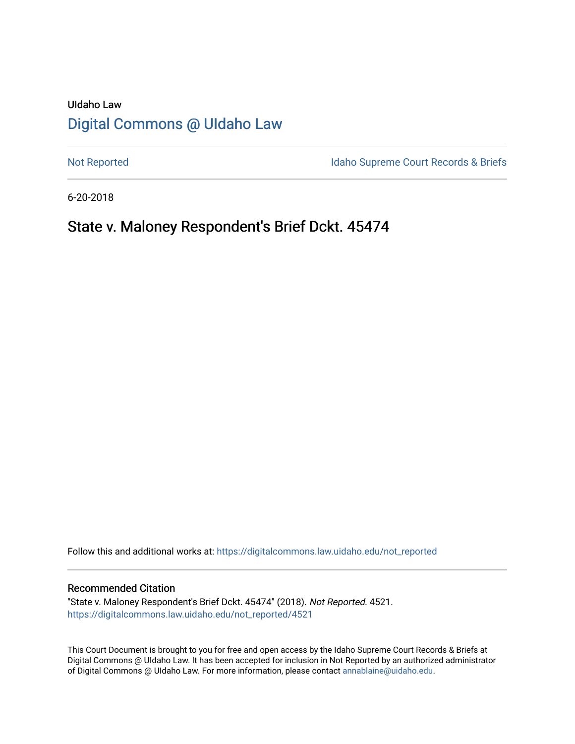UIdaho Law

# Digital Commons @ UIdaho Law

Not Reported

Idaho Supreme Court Records & Briefs

6-20-2018

## State v. Maloney Respondent's Brief Dckt. 45474

Follow this and additional works at: https://digitalcommons.law.uidaho.edu/not_reported

### Recommended Citation

"State v. Maloney Respondent's Brief Dckt. 45474" (2018). *Not Reported*. 4521.
https://digitalcommons.law.uidaho.edu/not_reported/4521

This Court Document is brought to you for free and open access by the Idaho Supreme Court Records & Briefs at Digital Commons @ UIdaho Law. It has been accepted for inclusion in Not Reported by an authorized administrator of Digital Commons @ UIdaho Law. For more information, please contact annablaine@uidaho.edu.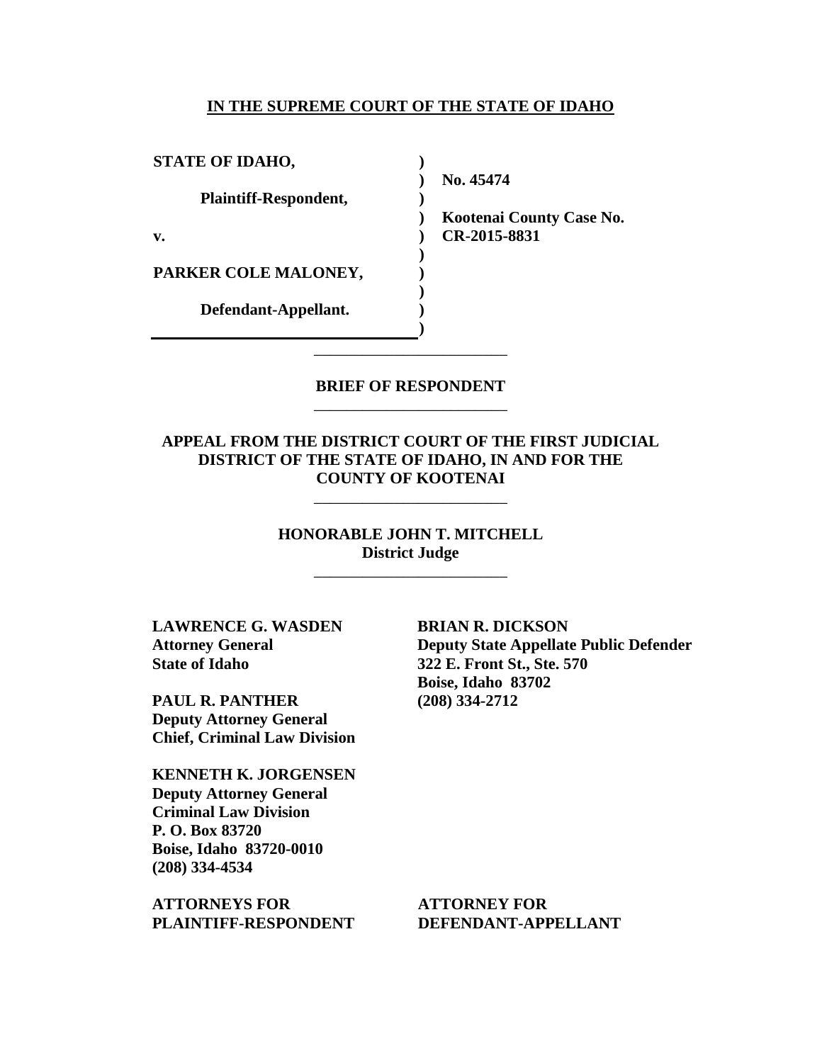**IN THE SUPREME COURT OF THE STATE OF IDAHO**

| | | |
|---|---|---|
| **STATE OF IDAHO,** | ) | |
| | ) | **No. 45474** |
| **Plaintiff-Respondent,** | ) | |
| | ) | **Kootenai County Case No.** |
| **v.** | ) | **CR-2015-8831** |
| | ) | |
| **PARKER COLE MALONEY,** | ) | |
| | ) | |
| **Defendant-Appellant.** | ) | |
| | ) | |

---

**BRIEF OF RESPONDENT**

---

**APPEAL FROM THE DISTRICT COURT OF THE FIRST JUDICIAL DISTRICT OF THE STATE OF IDAHO, IN AND FOR THE COUNTY OF KOOTENAI**

---

**HONORABLE JOHN T. MITCHELL**
**District Judge**

---

**LAWRENCE G. WASDEN**
**Attorney General**
**State of Idaho**

**PAUL R. PANTHER**
**Deputy Attorney General**
**Chief, Criminal Law Division**

**KENNETH K. JORGENSEN**
**Deputy Attorney General**
**Criminal Law Division**
**P. O. Box 83720**
**Boise, Idaho 83720-0010**
**(208) 334-4534**

**ATTORNEYS FOR PLAINTIFF-RESPONDENT**

**BRIAN R. DICKSON**
**Deputy State Appellate Public Defender**
**322 E. Front St., Ste. 570**
**Boise, Idaho 83702**
**(208) 334-2712**

**ATTORNEY FOR DEFENDANT-APPELLANT**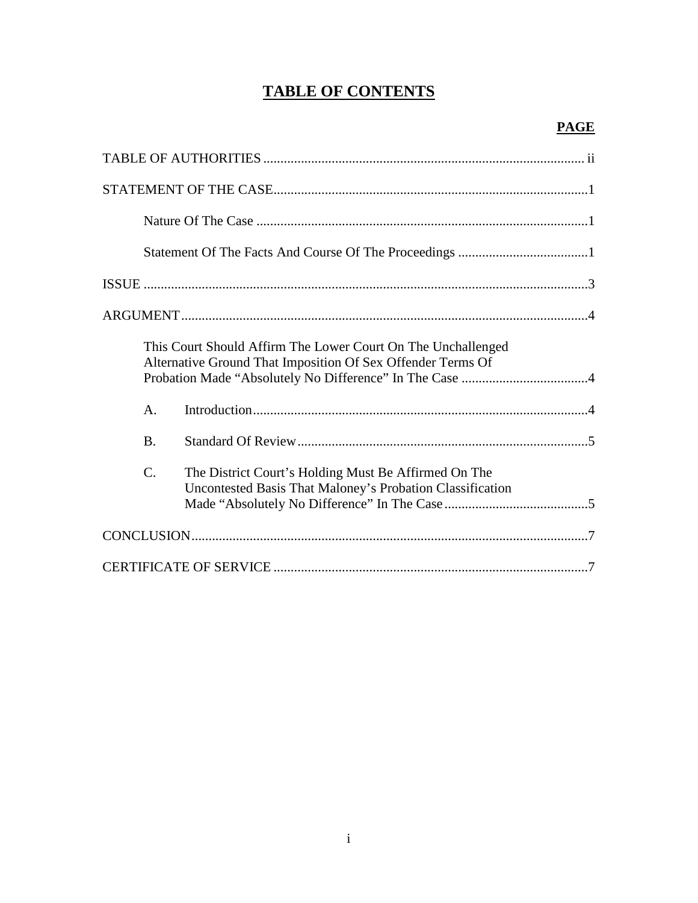# TABLE OF CONTENTS

| | PAGE |
|---|---|
| TABLE OF AUTHORITIES | ii |
| STATEMENT OF THE CASE | 1 |
| Nature Of The Case | 1 |
| Statement Of The Facts And Course Of The Proceedings | 1 |
| ISSUE | 3 |
| ARGUMENT | 4 |
| This Court Should Affirm The Lower Court On The Unchallenged Alternative Ground That Imposition Of Sex Offender Terms Of Probation Made "Absolutely No Difference" In The Case | 4 |
| A. Introduction | 4 |
| B. Standard Of Review | 5 |
| C. The District Court's Holding Must Be Affirmed On The Uncontested Basis That Maloney's Probation Classification Made "Absolutely No Difference" In The Case | 5 |
| CONCLUSION | 7 |
| CERTIFICATE OF SERVICE | 7 |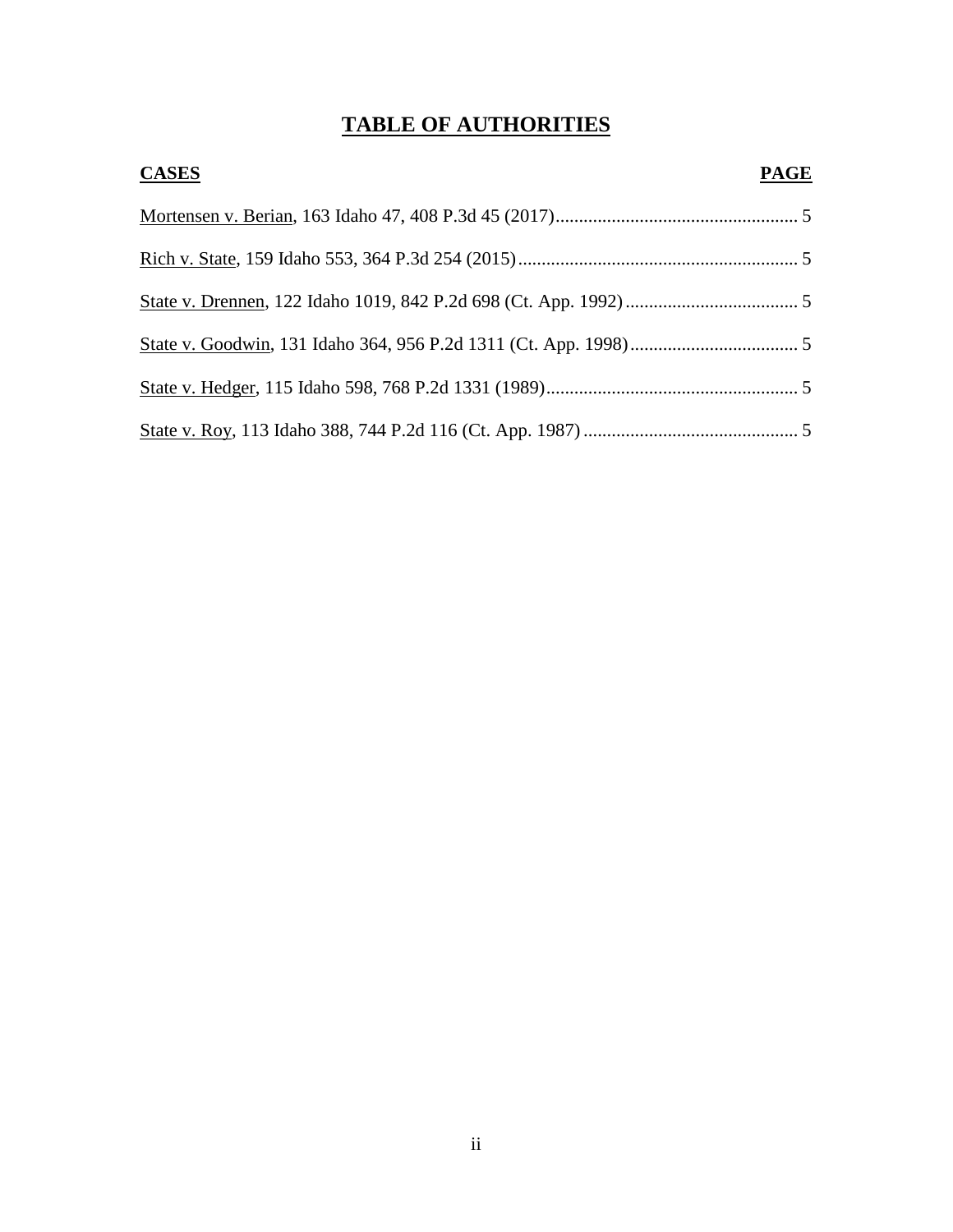# TABLE OF AUTHORITIES

| CASES | PAGE |
| --- | --- |
| Mortensen v. Berian, 163 Idaho 47, 408 P.3d 45 (2017) | 5 |
| Rich v. State, 159 Idaho 553, 364 P.3d 254 (2015) | 5 |
| State v. Drennen, 122 Idaho 1019, 842 P.2d 698 (Ct. App. 1992) | 5 |
| State v. Goodwin, 131 Idaho 364, 956 P.2d 1311 (Ct. App. 1998) | 5 |
| State v. Hedger, 115 Idaho 598, 768 P.2d 1331 (1989) | 5 |
| State v. Roy, 113 Idaho 388, 744 P.2d 116 (Ct. App. 1987) | 5 |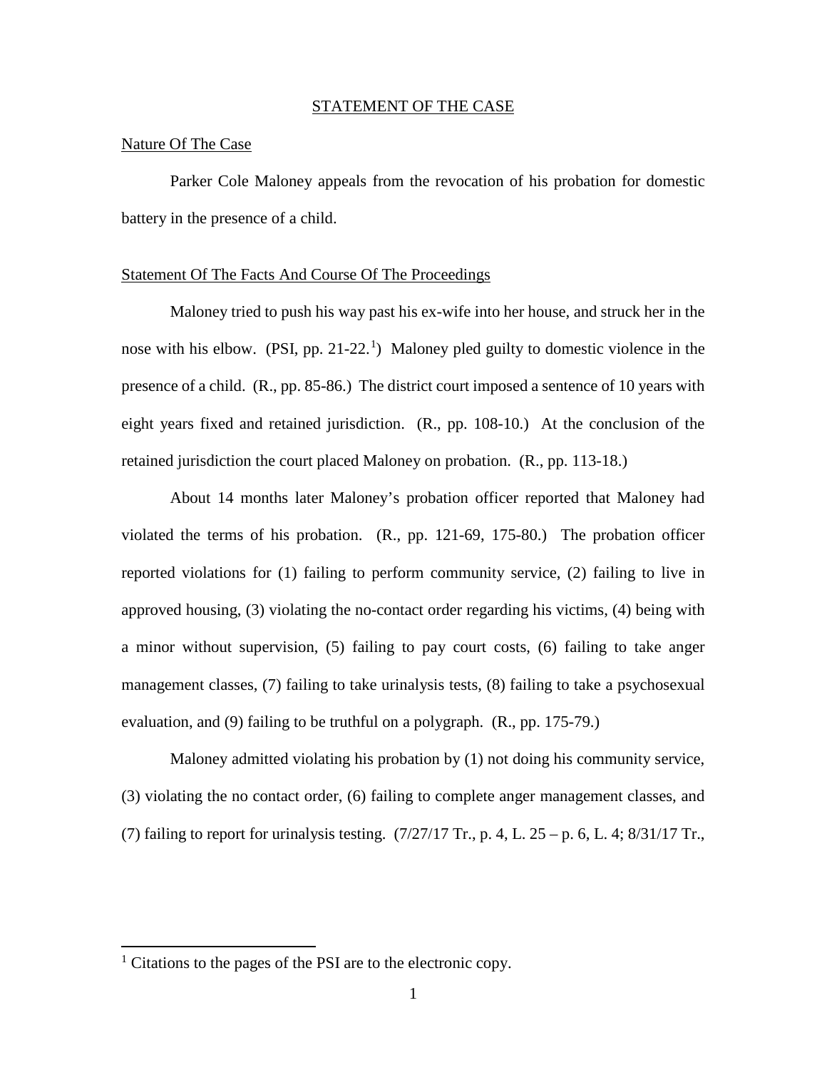## STATEMENT OF THE CASE

### Nature Of The Case

Parker Cole Maloney appeals from the revocation of his probation for domestic battery in the presence of a child.

### Statement Of The Facts And Course Of The Proceedings

Maloney tried to push his way past his ex-wife into her house, and struck her in the nose with his elbow. (PSI, pp. 21-22.[1]) Maloney pled guilty to domestic violence in the presence of a child. (R., pp. 85-86.) The district court imposed a sentence of 10 years with eight years fixed and retained jurisdiction. (R., pp. 108-10.) At the conclusion of the retained jurisdiction the court placed Maloney on probation. (R., pp. 113-18.)

About 14 months later Maloney's probation officer reported that Maloney had violated the terms of his probation. (R., pp. 121-69, 175-80.) The probation officer reported violations for (1) failing to perform community service, (2) failing to live in approved housing, (3) violating the no-contact order regarding his victims, (4) being with a minor without supervision, (5) failing to pay court costs, (6) failing to take anger management classes, (7) failing to take urinalysis tests, (8) failing to take a psychosexual evaluation, and (9) failing to be truthful on a polygraph. (R., pp. 175-79.)

Maloney admitted violating his probation by (1) not doing his community service, (3) violating the no contact order, (6) failing to complete anger management classes, and (7) failing to report for urinalysis testing. (7/27/17 Tr., p. 4, L. 25 – p. 6, L. 4; 8/31/17 Tr.,

---

[1] Citations to the pages of the PSI are to the electronic copy.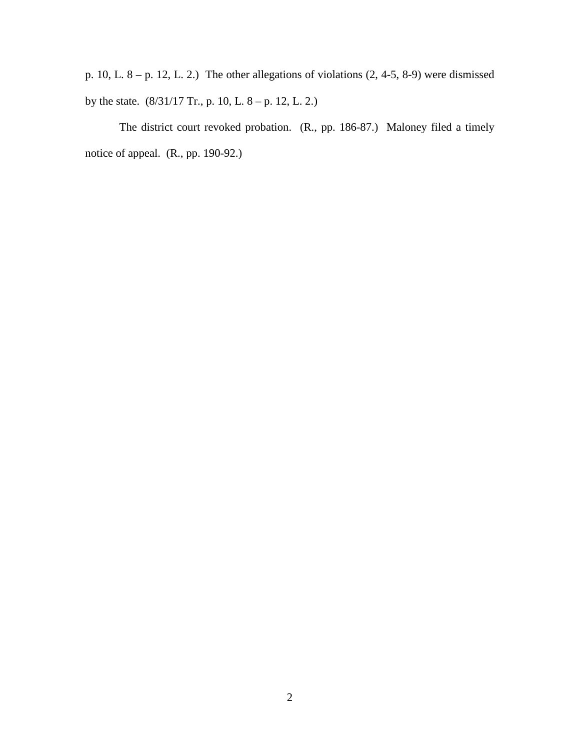p. 10, L. 8 – p. 12, L. 2.) The other allegations of violations (2, 4-5, 8-9) were dismissed by the state. (8/31/17 Tr., p. 10, L. 8 – p. 12, L. 2.)

The district court revoked probation. (R., pp. 186-87.) Maloney filed a timely notice of appeal. (R., pp. 190-92.)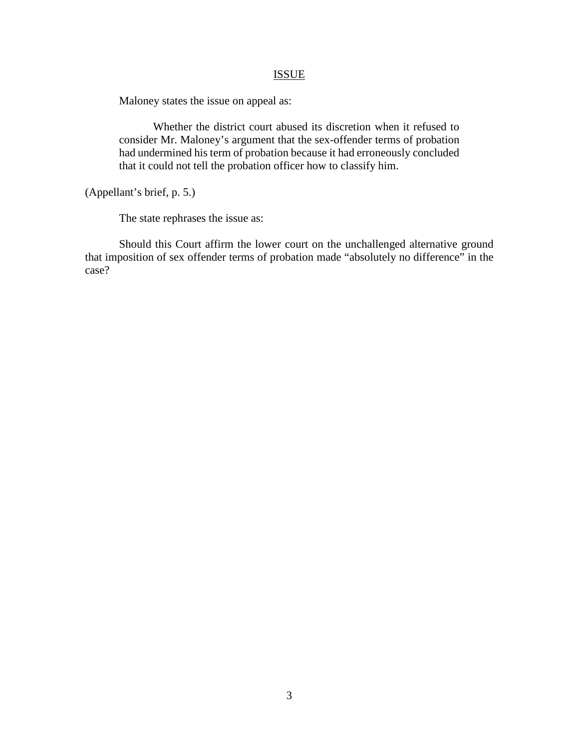## ISSUE

Maloney states the issue on appeal as:

> Whether the district court abused its discretion when it refused to consider Mr. Maloney's argument that the sex-offender terms of probation had undermined his term of probation because it had erroneously concluded that it could not tell the probation officer how to classify him.

(Appellant's brief, p. 5.)

The state rephrases the issue as:

Should this Court affirm the lower court on the unchallenged alternative ground that imposition of sex offender terms of probation made "absolutely no difference" in the case?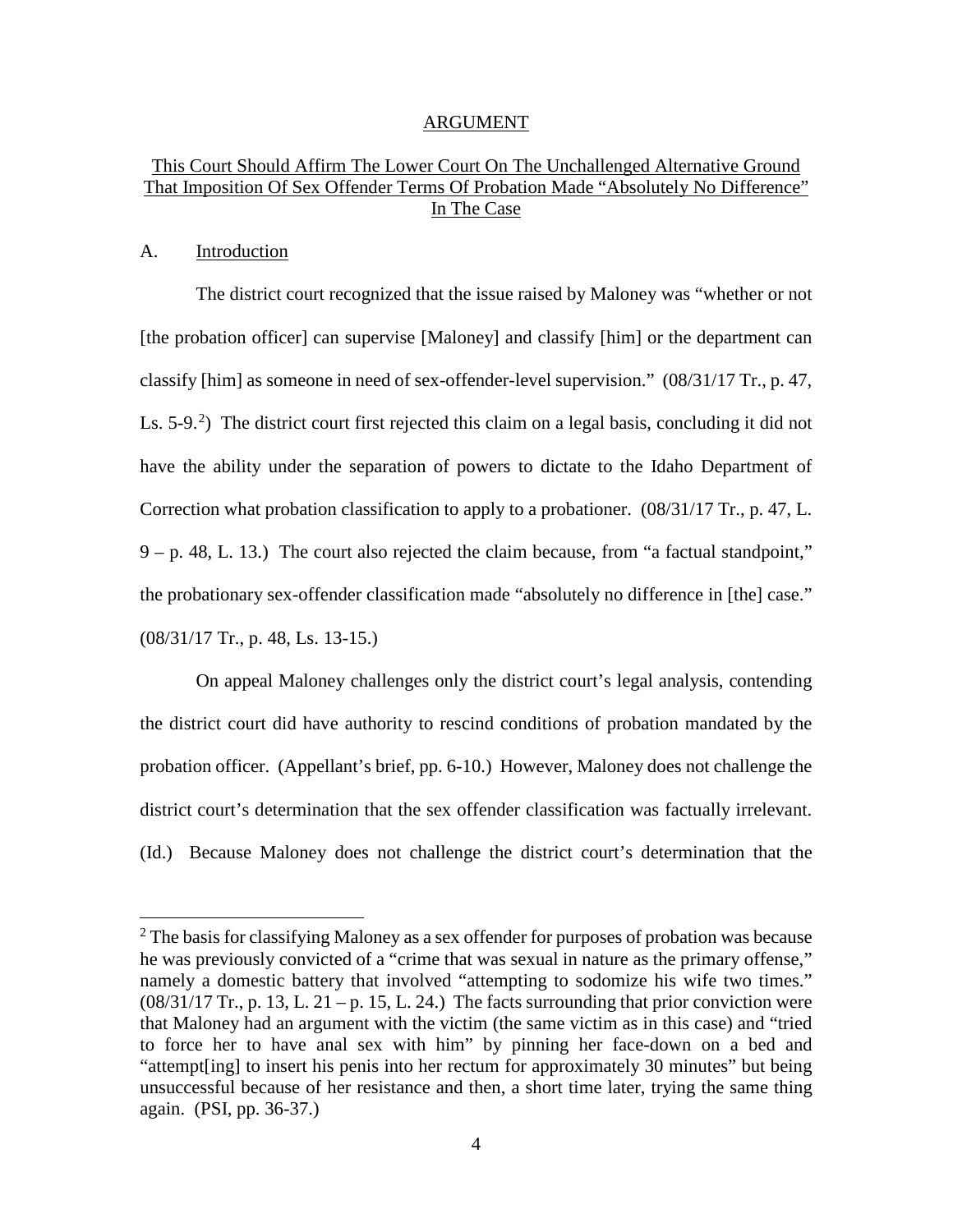## ARGUMENT

### This Court Should Affirm The Lower Court On The Unchallenged Alternative Ground That Imposition Of Sex Offender Terms Of Probation Made "Absolutely No Difference" In The Case

#### A. Introduction

The district court recognized that the issue raised by Maloney was "whether or not [the probation officer] can supervise [Maloney] and classify [him] or the department can classify [him] as someone in need of sex-offender-level supervision." (08/31/17 Tr., p. 47, Ls. 5-9.[2]) The district court first rejected this claim on a legal basis, concluding it did not have the ability under the separation of powers to dictate to the Idaho Department of Correction what probation classification to apply to a probationer. (08/31/17 Tr., p. 47, L. 9 – p. 48, L. 13.) The court also rejected the claim because, from "a factual standpoint," the probationary sex-offender classification made "absolutely no difference in [the] case." (08/31/17 Tr., p. 48, Ls. 13-15.)

On appeal Maloney challenges only the district court's legal analysis, contending the district court did have authority to rescind conditions of probation mandated by the probation officer. (Appellant's brief, pp. 6-10.) However, Maloney does not challenge the district court's determination that the sex offender classification was factually irrelevant. (Id.) Because Maloney does not challenge the district court's determination that the

---

[2] The basis for classifying Maloney as a sex offender for purposes of probation was because he was previously convicted of a "crime that was sexual in nature as the primary offense," namely a domestic battery that involved "attempting to sodomize his wife two times." (08/31/17 Tr., p. 13, L. 21 – p. 15, L. 24.) The facts surrounding that prior conviction were that Maloney had an argument with the victim (the same victim as in this case) and "tried to force her to have anal sex with him" by pinning her face-down on a bed and "attempt[ing] to insert his penis into her rectum for approximately 30 minutes" but being unsuccessful because of her resistance and then, a short time later, trying the same thing again. (PSI, pp. 36-37.)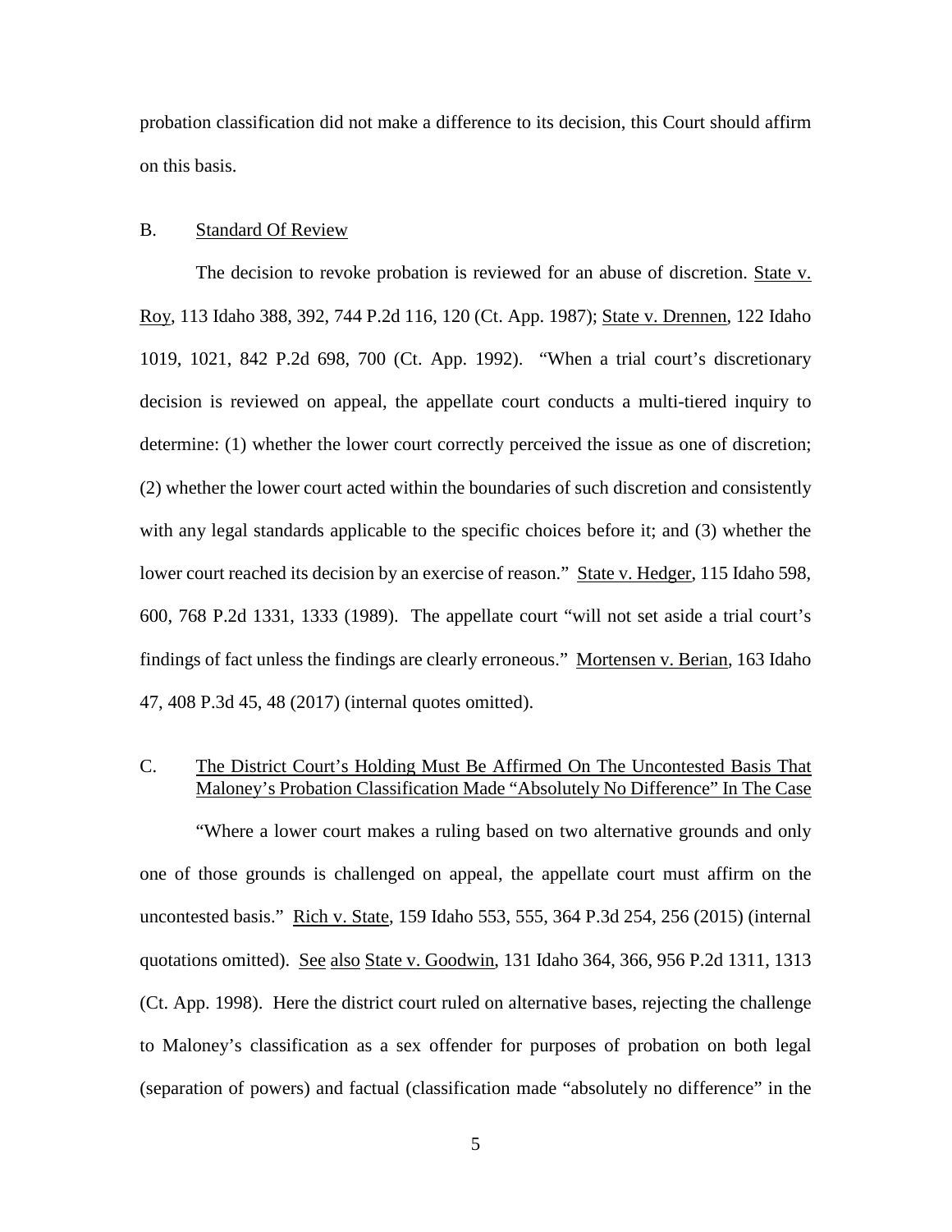probation classification did not make a difference to its decision, this Court should affirm on this basis.

## B. Standard Of Review

The decision to revoke probation is reviewed for an abuse of discretion. State v. Roy, 113 Idaho 388, 392, 744 P.2d 116, 120 (Ct. App. 1987); State v. Drennen, 122 Idaho 1019, 1021, 842 P.2d 698, 700 (Ct. App. 1992). "When a trial court's discretionary decision is reviewed on appeal, the appellate court conducts a multi-tiered inquiry to determine: (1) whether the lower court correctly perceived the issue as one of discretion; (2) whether the lower court acted within the boundaries of such discretion and consistently with any legal standards applicable to the specific choices before it; and (3) whether the lower court reached its decision by an exercise of reason." State v. Hedger, 115 Idaho 598, 600, 768 P.2d 1331, 1333 (1989). The appellate court "will not set aside a trial court's findings of fact unless the findings are clearly erroneous." Mortensen v. Berian, 163 Idaho 47, 408 P.3d 45, 48 (2017) (internal quotes omitted).

## C. The District Court's Holding Must Be Affirmed On The Uncontested Basis That Maloney's Probation Classification Made "Absolutely No Difference" In The Case

"Where a lower court makes a ruling based on two alternative grounds and only one of those grounds is challenged on appeal, the appellate court must affirm on the uncontested basis." Rich v. State, 159 Idaho 553, 555, 364 P.3d 254, 256 (2015) (internal quotations omitted). See also State v. Goodwin, 131 Idaho 364, 366, 956 P.2d 1311, 1313 (Ct. App. 1998). Here the district court ruled on alternative bases, rejecting the challenge to Maloney's classification as a sex offender for purposes of probation on both legal (separation of powers) and factual (classification made "absolutely no difference" in the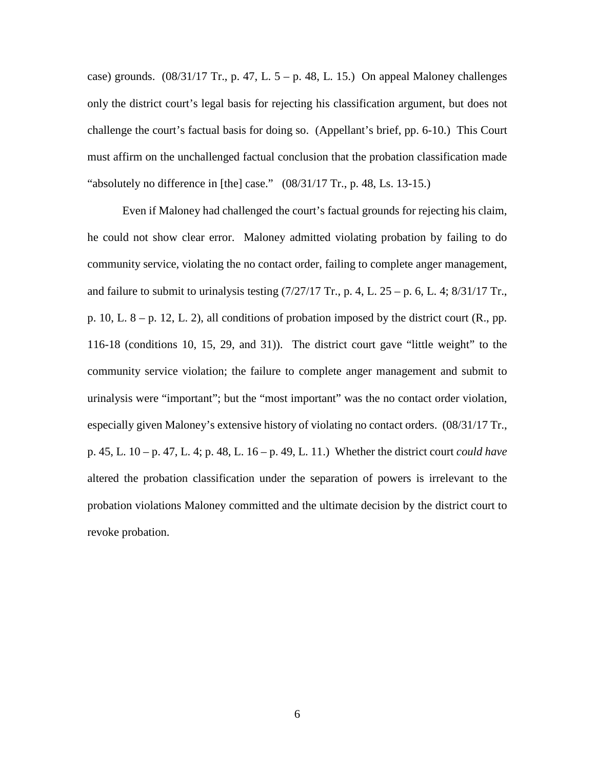case) grounds. (08/31/17 Tr., p. 47, L. 5 – p. 48, L. 15.) On appeal Maloney challenges only the district court's legal basis for rejecting his classification argument, but does not challenge the court's factual basis for doing so. (Appellant's brief, pp. 6-10.) This Court must affirm on the unchallenged factual conclusion that the probation classification made "absolutely no difference in [the] case." (08/31/17 Tr., p. 48, Ls. 13-15.)

Even if Maloney had challenged the court's factual grounds for rejecting his claim, he could not show clear error. Maloney admitted violating probation by failing to do community service, violating the no contact order, failing to complete anger management, and failure to submit to urinalysis testing (7/27/17 Tr., p. 4, L. 25 – p. 6, L. 4; 8/31/17 Tr., p. 10, L. 8 – p. 12, L. 2), all conditions of probation imposed by the district court (R., pp. 116-18 (conditions 10, 15, 29, and 31)). The district court gave "little weight" to the community service violation; the failure to complete anger management and submit to urinalysis were "important"; but the "most important" was the no contact order violation, especially given Maloney's extensive history of violating no contact orders. (08/31/17 Tr., p. 45, L. 10 – p. 47, L. 4; p. 48, L. 16 – p. 49, L. 11.) Whether the district court *could have* altered the probation classification under the separation of powers is irrelevant to the probation violations Maloney committed and the ultimate decision by the district court to revoke probation.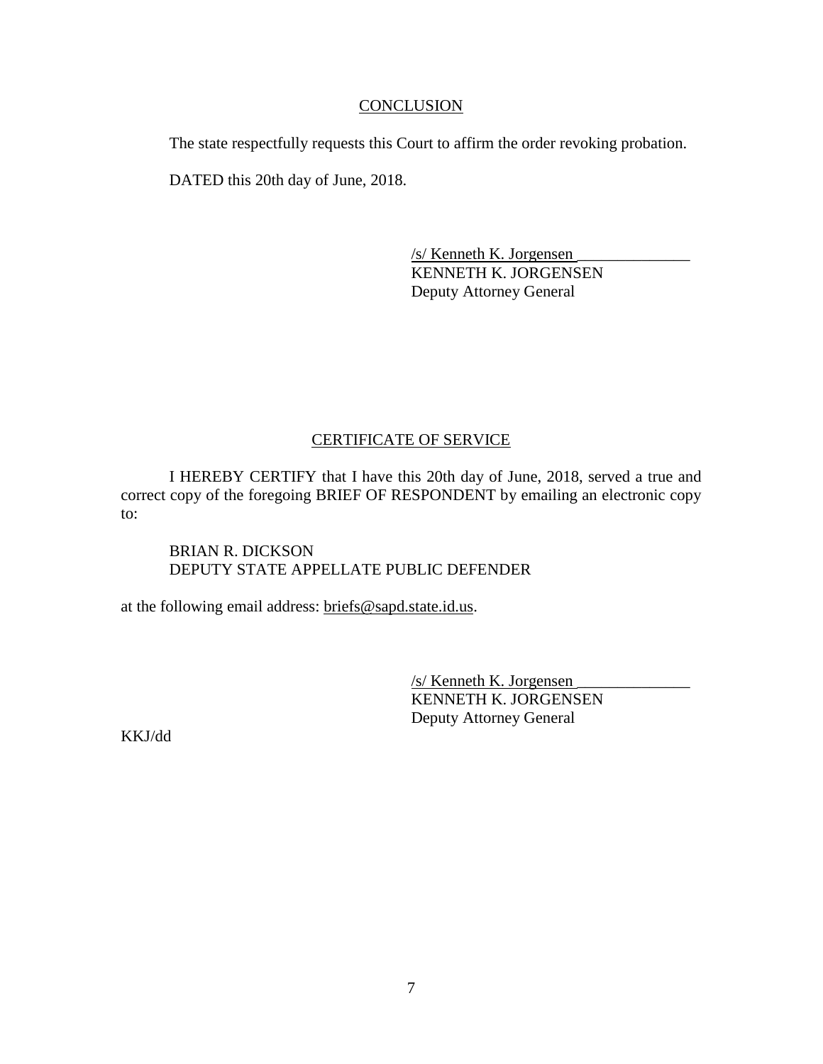## CONCLUSION

The state respectfully requests this Court to affirm the order revoking probation.

DATED this 20th day of June, 2018.

/s/ Kenneth K. Jorgensen
KENNETH K. JORGENSEN
Deputy Attorney General

## CERTIFICATE OF SERVICE

I HEREBY CERTIFY that I have this 20th day of June, 2018, served a true and correct copy of the foregoing BRIEF OF RESPONDENT by emailing an electronic copy to:

BRIAN R. DICKSON
DEPUTY STATE APPELLATE PUBLIC DEFENDER

at the following email address: briefs@sapd.state.id.us.

/s/ Kenneth K. Jorgensen
KENNETH K. JORGENSEN
Deputy Attorney General

KKJ/dd